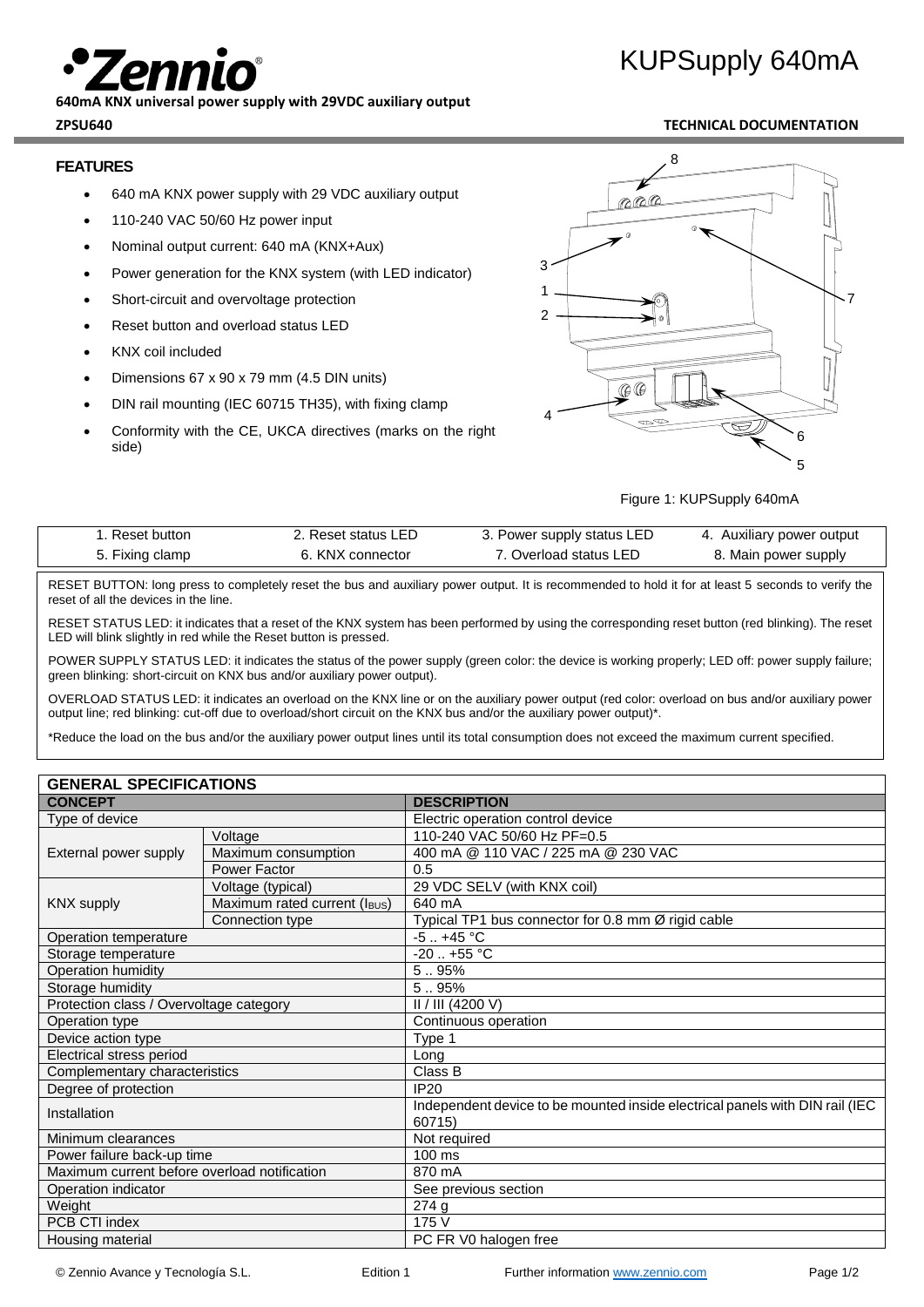# KUPSupply 640mA

**640mA KNX universal power supply with 29VDC auxiliary output**

**ZPSU640** **TECHNICAL DOCUMENTATION**

## FEATURES

- 640 mA KNX power supply with 29 VDC auxiliary output
- 110-240 VAC 50/60 Hz power input
- Nominal output current: 640 mA (KNX+Aux)
- Power generation for the KNX system (with LED indicator)
- Short-circuit and overvoltage protection
- Reset button and overload status LED
- KNX coil included
- Dimensions 67 x 90 x 79 mm (4.5 DIN units)
- DIN rail mounting (IEC 60715 TH35), with fixing clamp
- Conformity with the CE, UKCA directives (marks on the right side)

Figure 1: KUPSupply 640mA

| 1. Reset button | 2. Reset status LED | 3. Power supply status LED | 4. Auxiliary power output |
|---|---|---|---|
| 5. Fixing clamp | 6. KNX connector | 7. Overload status LED | 8. Main power supply |

RESET BUTTON: long press to completely reset the bus and auxiliary power output. It is recommended to hold it for at least 5 seconds to verify the reset of all the devices in the line.

RESET STATUS LED: it indicates that a reset of the KNX system has been performed by using the corresponding reset button (red blinking). The reset LED will blink slightly in red while the Reset button is pressed.

POWER SUPPLY STATUS LED: it indicates the status of the power supply (green color: the device is working properly; LED off: power supply failure; green blinking: short-circuit on KNX bus and/or auxiliary power output).

OVERLOAD STATUS LED: it indicates an overload on the KNX line or on the auxiliary power output (red color: overload on bus and/or auxiliary power output line; red blinking: cut-off due to overload/short circuit on the KNX bus and/or the auxiliary power output)*.

*Reduce the load on the bus and/or the auxiliary power output lines until its total consumption does not exceed the maximum current specified.

## GENERAL SPECIFICATIONS

| CONCEPT | | DESCRIPTION |
|---|---|---|
| Type of device | | Electric operation control device |
| External power supply | Voltage | 110-240 VAC 50/60 Hz PF=0.5 |
| | Maximum consumption | 400 mA @ 110 VAC / 225 mA @ 230 VAC |
| | Power Factor | 0.5 |
| KNX supply | Voltage (typical) | 29 VDC SELV (with KNX coil) |
| | Maximum rated current ($I_{BUS}$) | 640 mA |
| | Connection type | Typical TP1 bus connector for 0.8 mm Ø rigid cable |
| Operation temperature | | -5 .. +45 °C |
| Storage temperature | | -20 .. +55 °C |
| Operation humidity | | 5 .. 95% |
| Storage humidity | | 5 .. 95% |
| Protection class / Overvoltage category | | II / III (4200 V) |
| Operation type | | Continuous operation |
| Device action type | | Type 1 |
| Electrical stress period | | Long |
| Complementary characteristics | | Class B |
| Degree of protection | | IP20 |
| Installation | | Independent device to be mounted inside electrical panels with DIN rail (IEC 60715) |
| Minimum clearances | | Not required |
| Power failure back-up time | | 100 ms |
| Maximum current before overload notification | | 870 mA |
| Operation indicator | | See previous section |
| Weight | | 274 g |
| PCB CTI index | | 175 V |
| Housing material | | PC FR V0 halogen free |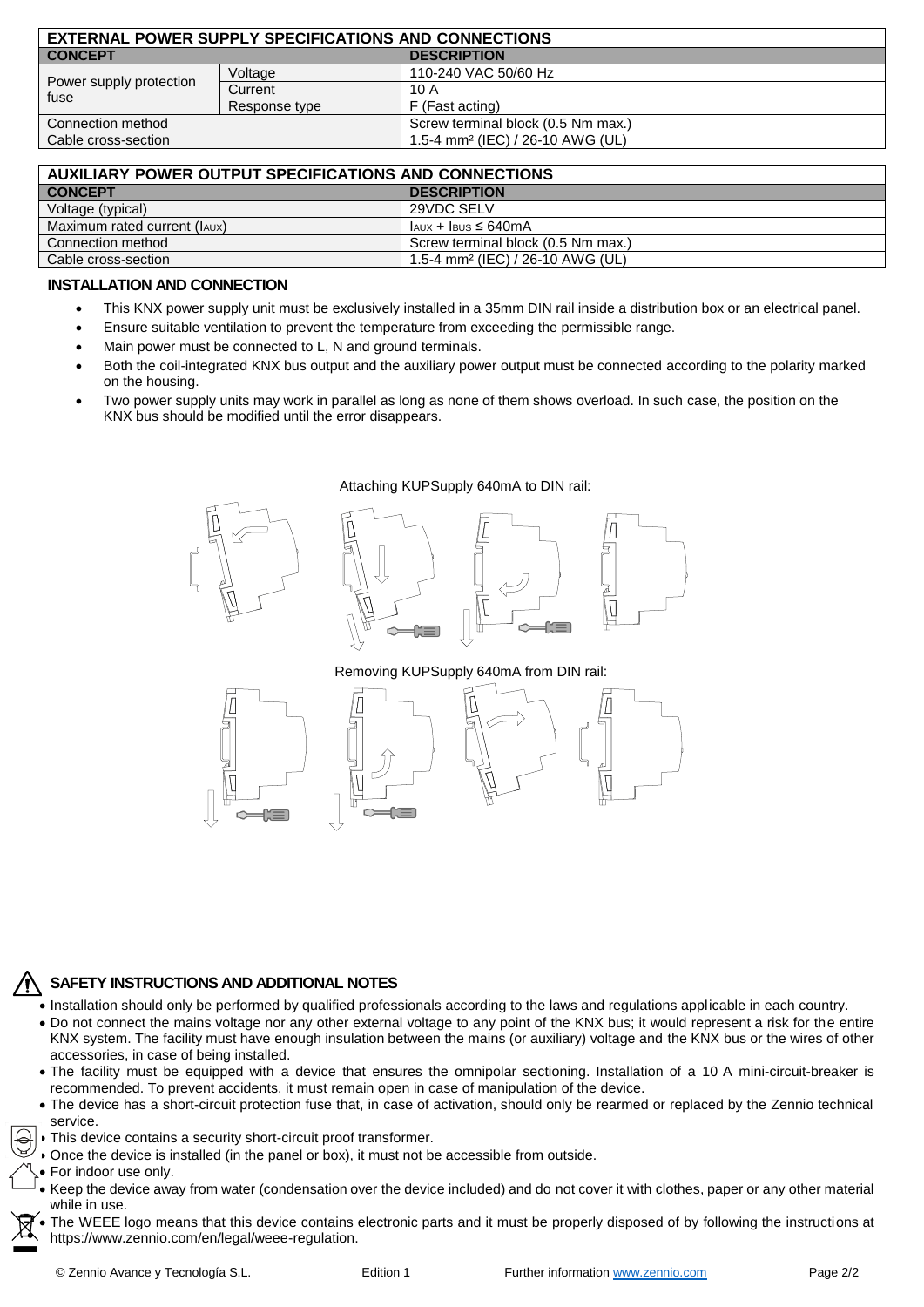| EXTERNAL POWER SUPPLY SPECIFICATIONS AND CONNECTIONS | | |
|---|---|---|
| **CONCEPT** | | **DESCRIPTION** |
| Power supply protection fuse | Voltage | 110-240 VAC 50/60 Hz |
| | Current | 10 A |
| | Response type | F (Fast acting) |
| Connection method | | Screw terminal block (0.5 Nm max.) |
| Cable cross-section | | 1.5-4 mm² (IEC) / 26-10 AWG (UL) |

| AUXILIARY POWER OUTPUT SPECIFICATIONS AND CONNECTIONS | |
|---|---|
| **CONCEPT** | **DESCRIPTION** |
| Voltage (typical) | 29VDC SELV |
| Maximum rated current ($I_{AUX}$) | $I_{AUX} + I_{BUS} \leq 640mA$ |
| Connection method | Screw terminal block (0.5 Nm max.) |
| Cable cross-section | 1.5-4 mm² (IEC) / 26-10 AWG (UL) |

## INSTALLATION AND CONNECTION

- This KNX power supply unit must be exclusively installed in a 35mm DIN rail inside a distribution box or an electrical panel.
- Ensure suitable ventilation to prevent the temperature from exceeding the permissible range.
- Main power must be connected to L, N and ground terminals.
- Both the coil-integrated KNX bus output and the auxiliary power output must be connected according to the polarity marked on the housing.
- Two power supply units may work in parallel as long as none of them shows overload. In such case, the position on the KNX bus should be modified until the error disappears.

Attaching KUPSupply 640mA to DIN rail:

Removing KUPSupply 640mA from DIN rail:

## SAFETY INSTRUCTIONS AND ADDITIONAL NOTES

- Installation should only be performed by qualified professionals according to the laws and regulations applicable in each country.
- Do not connect the mains voltage nor any other external voltage to any point of the KNX bus; it would represent a risk for the entire KNX system. The facility must have enough insulation between the mains (or auxiliary) voltage and the KNX bus or the wires of other accessories, in case of being installed.
- The facility must be equipped with a device that ensures the omnipolar sectioning. Installation of a 10 A mini-circuit-breaker is recommended. To prevent accidents, it must remain open in case of manipulation of the device.
- The device has a short-circuit protection fuse that, in case of activation, should only be rearmed or replaced by the Zennio technical service.
- This device contains a security short-circuit proof transformer.
- Once the device is installed (in the panel or box), it must not be accessible from outside.
- For indoor use only.
- Keep the device away from water (condensation over the device included) and do not cover it with clothes, paper or any other material while in use.
- The WEEE logo means that this device contains electronic parts and it must be properly disposed of by following the instructions at https://www.zennio.com/en/legal/weee-regulation.

© Zennio Avance y Tecnología S.L. Edition 1 Further information www.zennio.com